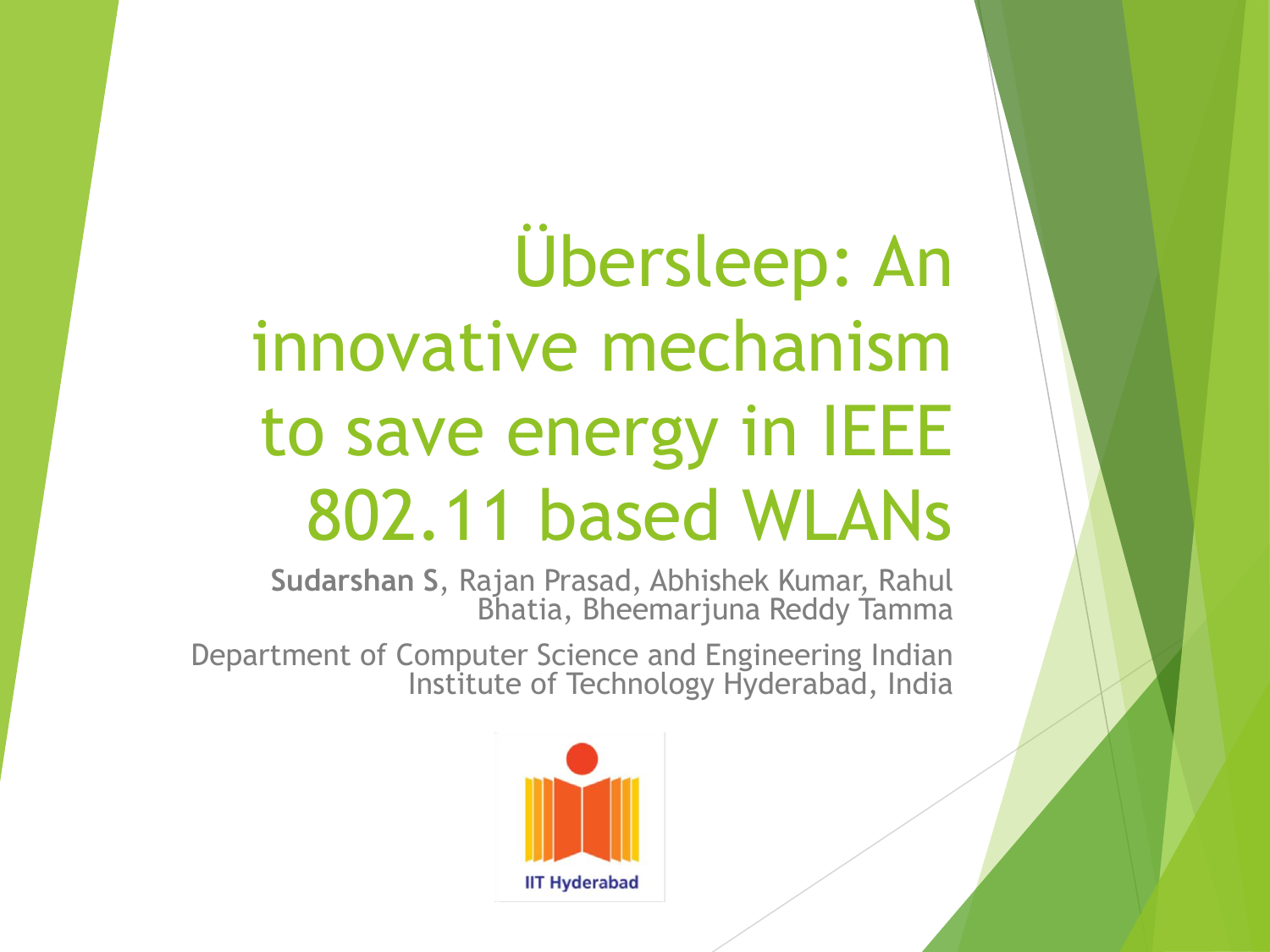# Übersleep: An innovative mechanism to save energy in IEEE 802.11 based WLANs

**Sudarshan S**, Rajan Prasad, Abhishek Kumar, Rahul Bhatia, Bheemarjuna Reddy Tamma

Department of Computer Science and Engineering Indian Institute of Technology Hyderabad, India

IIT Hyderabad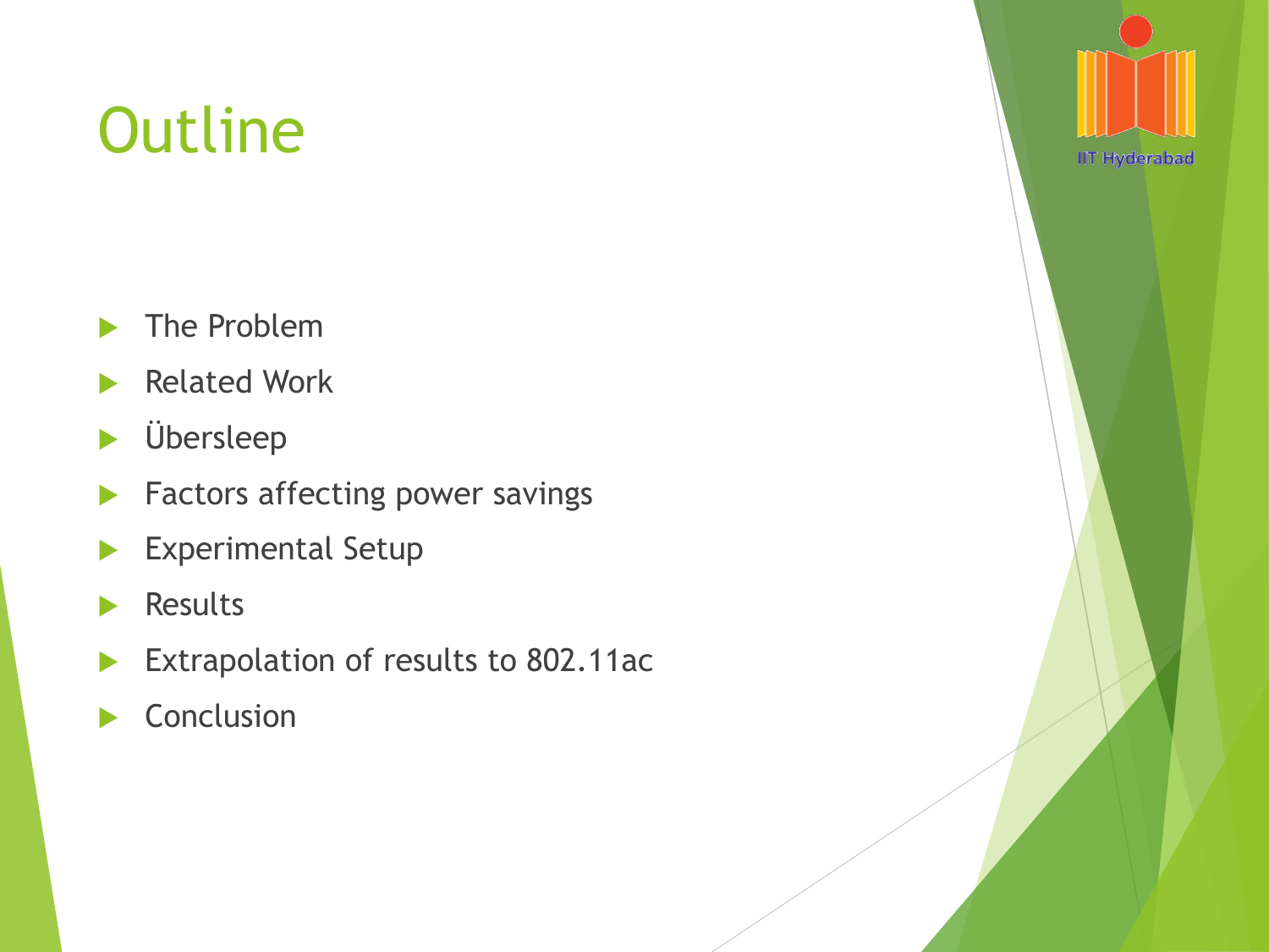# Outline

- The Problem
- Related Work
- Übersleep
- Factors affecting power savings
- Experimental Setup
- Results
- Extrapolation of results to 802.11ac
- Conclusion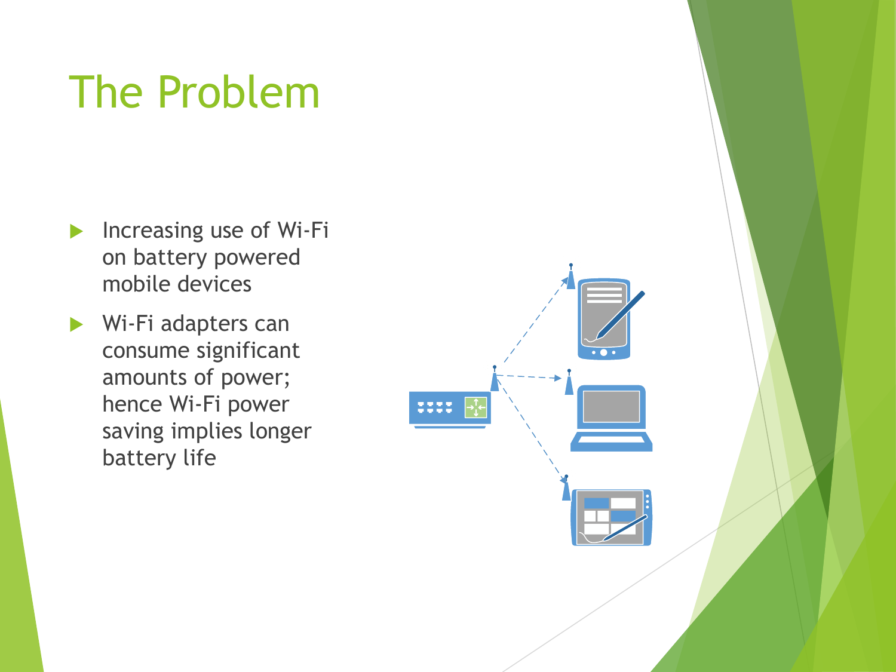# The Problem

- Increasing use of Wi-Fi on battery powered mobile devices
- Wi-Fi adapters can consume significant amounts of power; hence Wi-Fi power saving implies longer battery life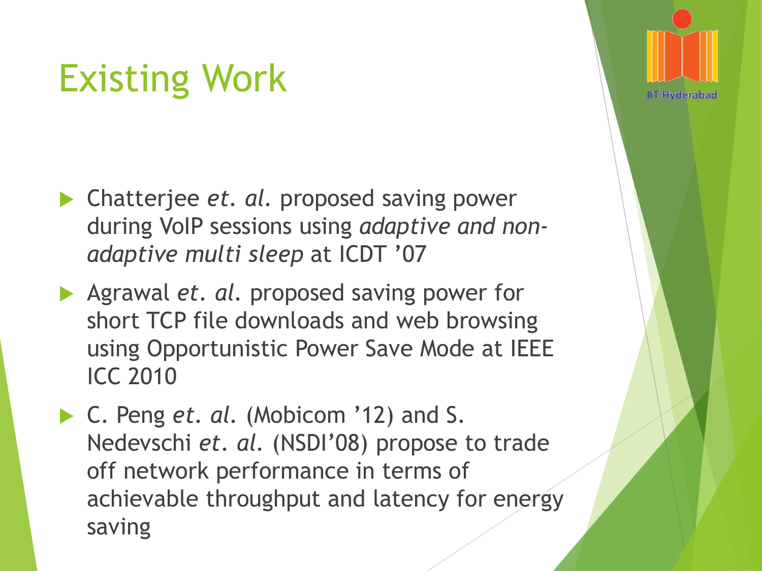# Existing Work

- Chatterjee *et. al.* proposed saving power during VoIP sessions using *adaptive and non-adaptive multi sleep* at ICDT '07
- Agrawal *et. al.* proposed saving power for short TCP file downloads and web browsing using Opportunistic Power Save Mode at IEEE ICC 2010
- C. Peng *et. al.* (Mobicom '12) and S. Nedevschi *et. al.* (NSDI'08) propose to trade off network performance in terms of achievable throughput and latency for energy saving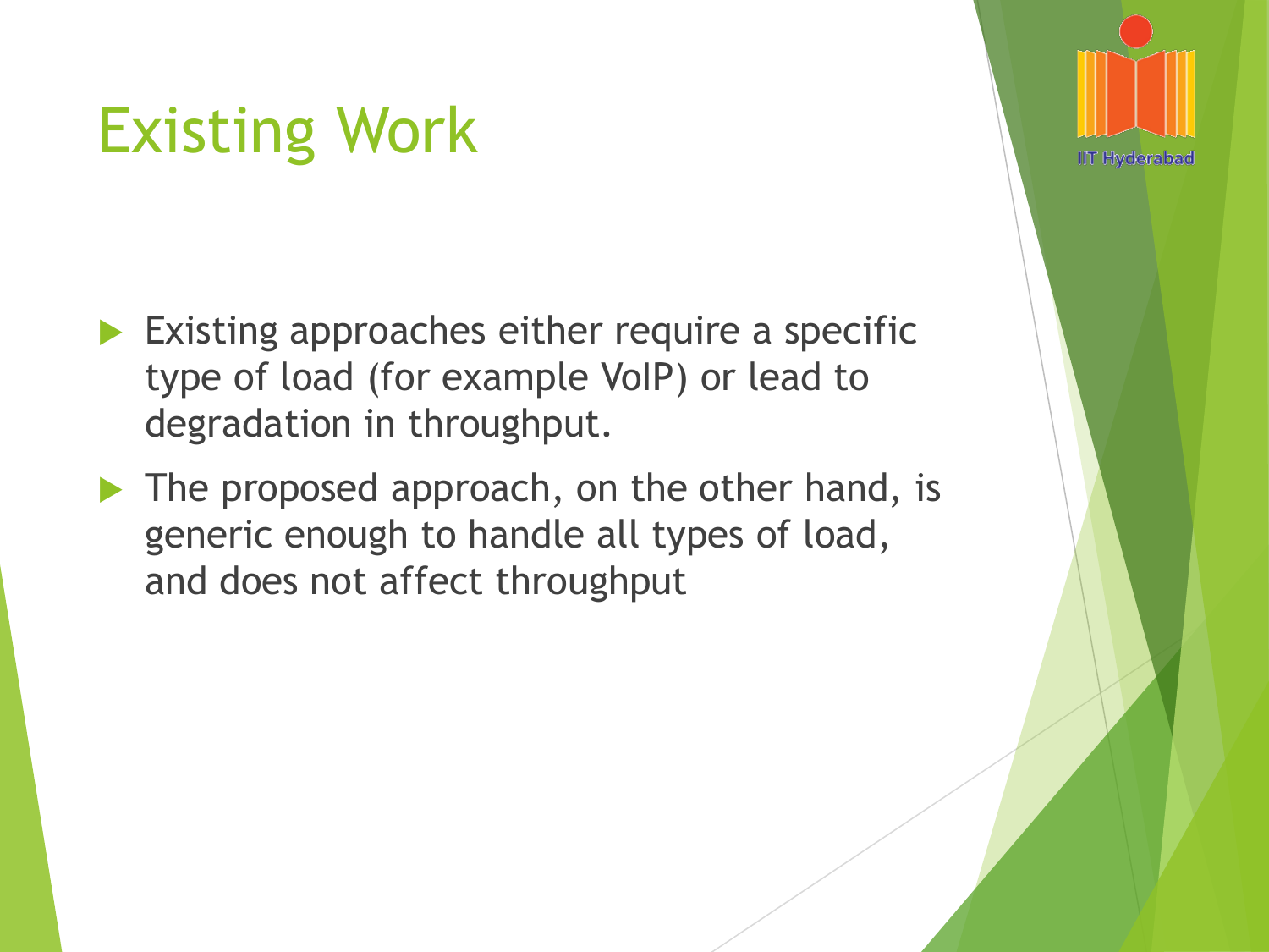# Existing Work

- Existing approaches either require a specific type of load (for example VoIP) or lead to degradation in throughput.
- The proposed approach, on the other hand, is generic enough to handle all types of load, and does not affect throughput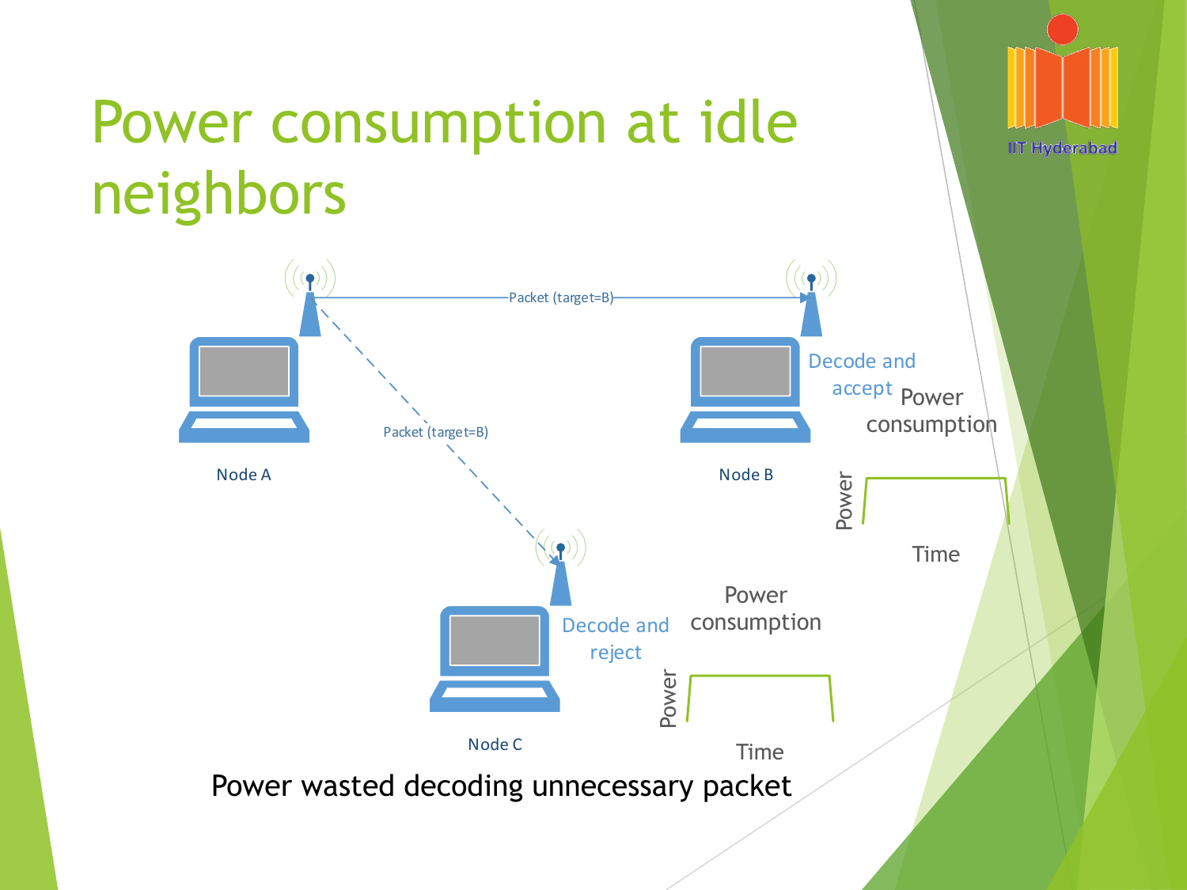# Power consumption at idle neighbors

Packet (target=B)

Node A

Node B

Decode and accept

Power consumption

Power

Time

Packet (target=B)

Node C

Decode and reject

Power consumption

Power

Time

Power wasted decoding unnecessary packet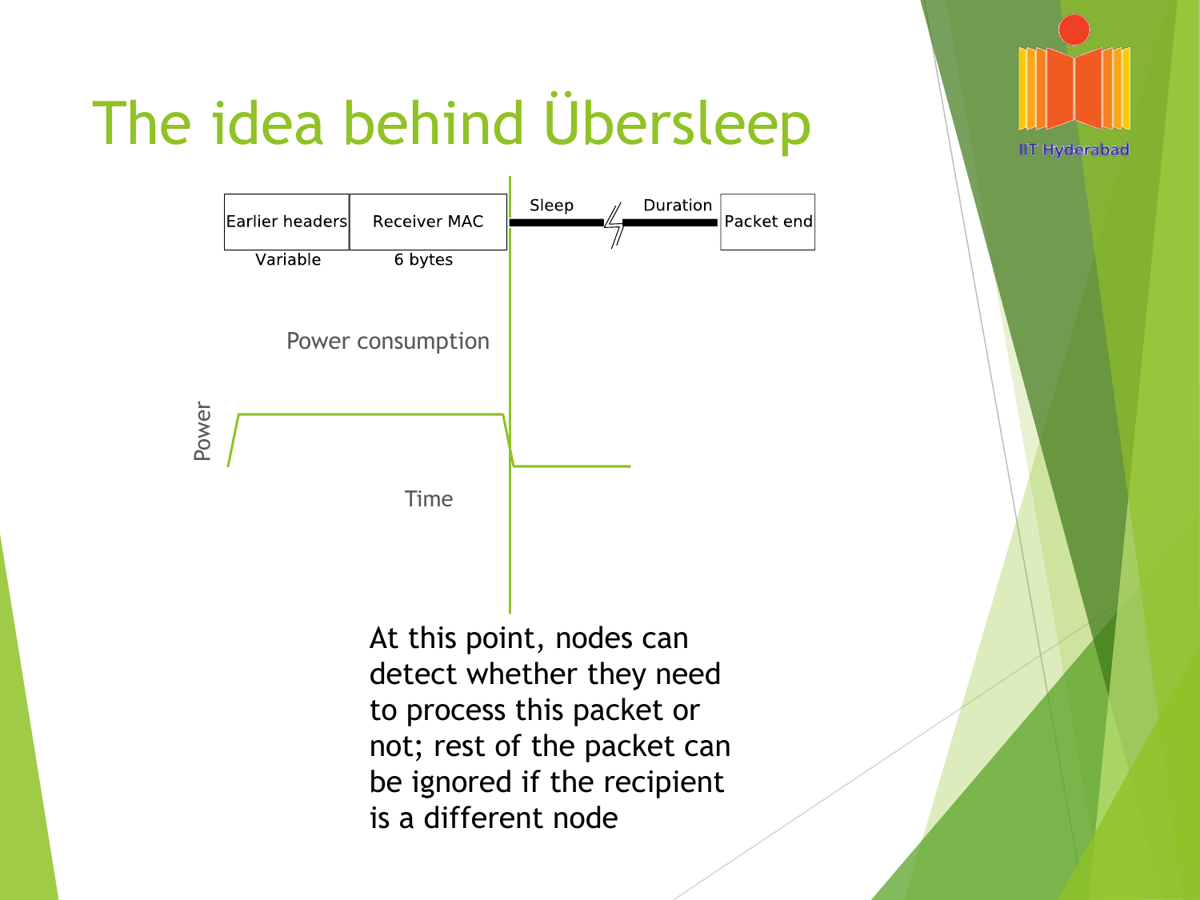# The idea behind Übersleep

| Earlier headers | Receiver MAC | Sleep — Duration | Packet end |
|---|---|---|---|
| Variable | 6 bytes | | |

Power consumption

Power

Time

At this point, nodes can detect whether they need to process this packet or not; rest of the packet can be ignored if the recipient is a different node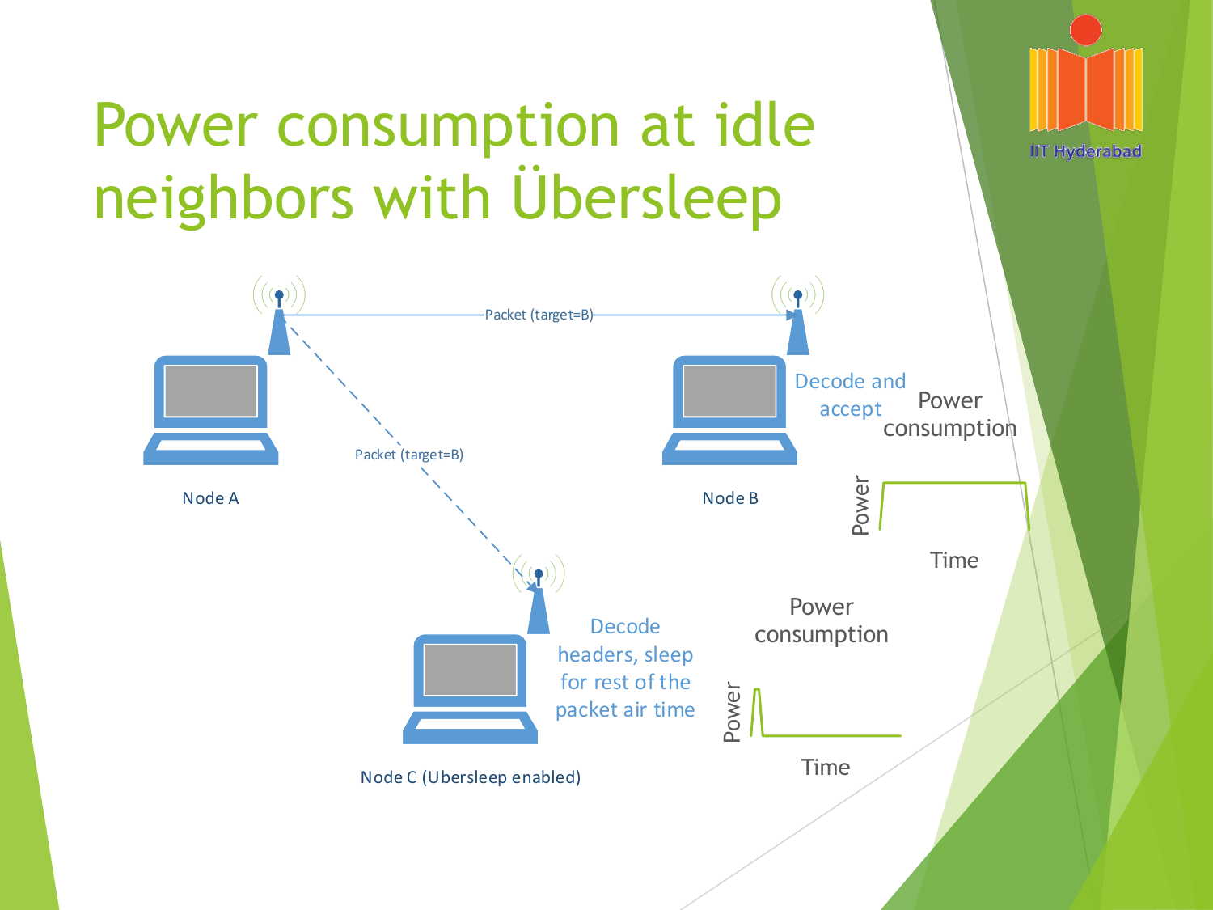# Power consumption at idle neighbors with Übersleep

Packet (target=B)

Packet (target=B)

Node A

Node B

Decode and accept

Power consumption

Power

Time

Node C (Ubersleep enabled)

Decode headers, sleep for rest of the packet air time

Power consumption

Power

Time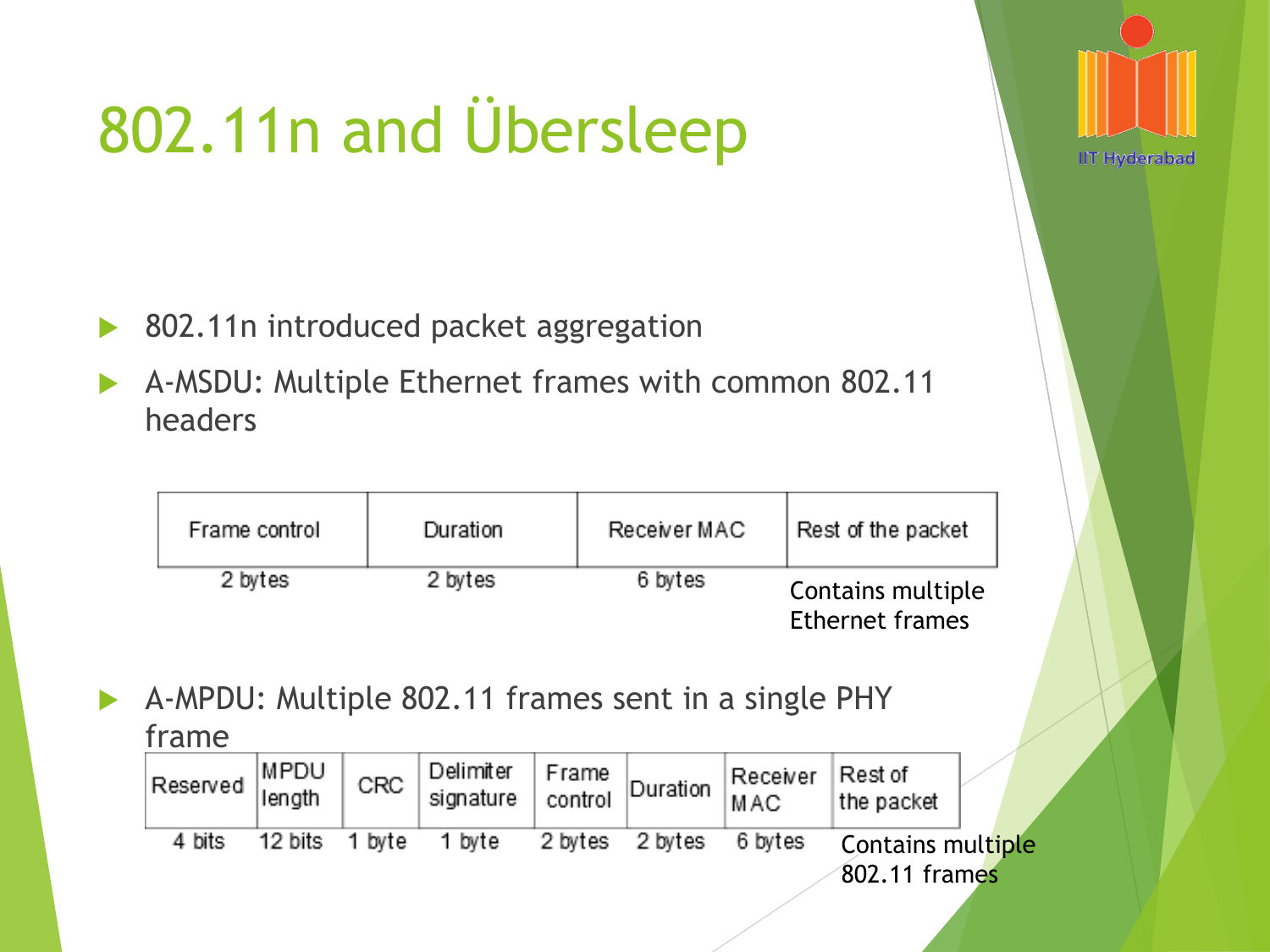# 802.11n and Übersleep

- 802.11n introduced packet aggregation
- A-MSDU: Multiple Ethernet frames with common 802.11 headers

| Frame control | Duration | Receiver MAC | Rest of the packet |
|---|---|---|---|
| 2 bytes | 2 bytes | 6 bytes | Contains multiple Ethernet frames |

- A-MPDU: Multiple 802.11 frames sent in a single PHY frame

| Reserved | MPDU length | CRC | Delimiter signature | Frame control | Duration | Receiver MAC | Rest of the packet |
|---|---|---|---|---|---|---|---|
| 4 bits | 12 bits | 1 byte | 1 byte | 2 bytes | 2 bytes | 6 bytes | Contains multiple 802.11 frames |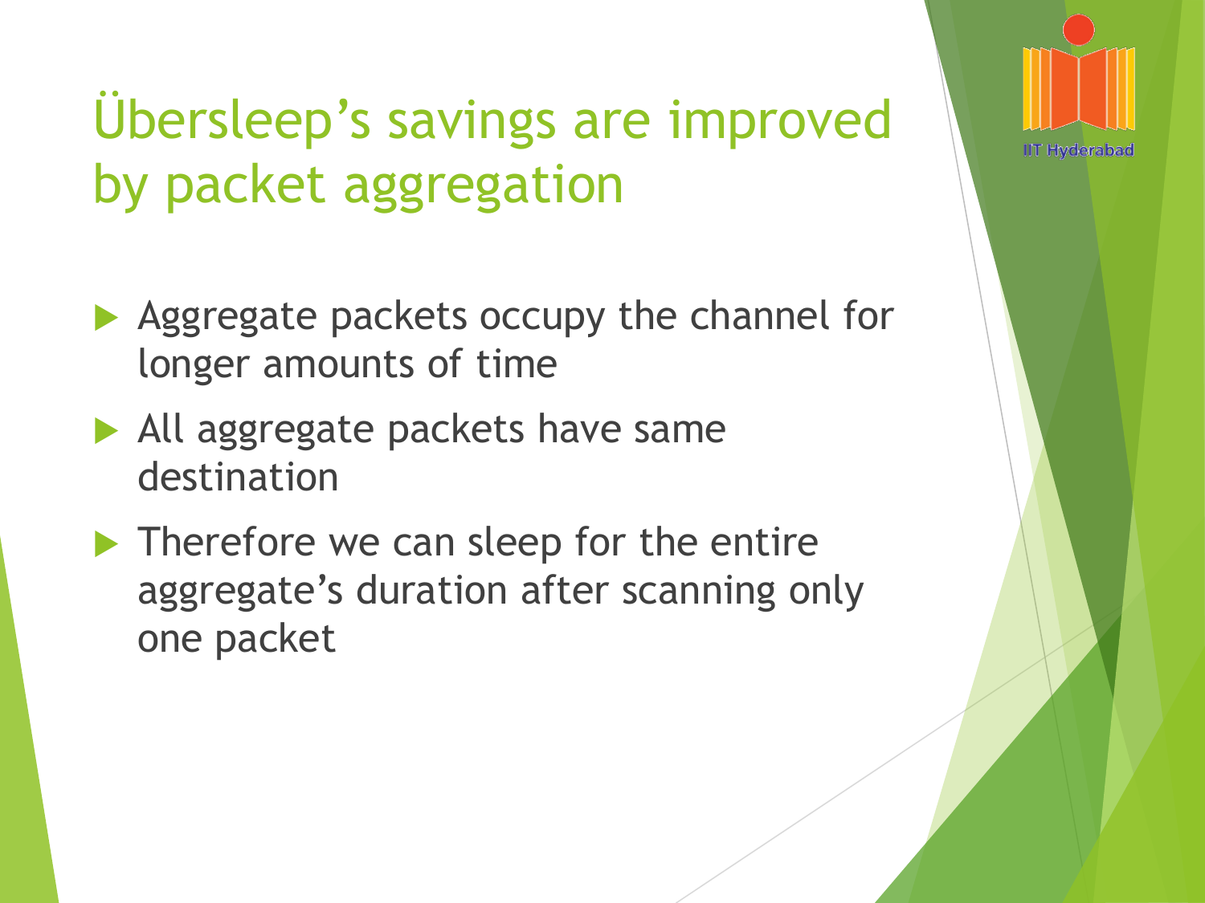# Übersleep's savings are improved by packet aggregation

- Aggregate packets occupy the channel for longer amounts of time
- All aggregate packets have same destination
- Therefore we can sleep for the entire aggregate's duration after scanning only one packet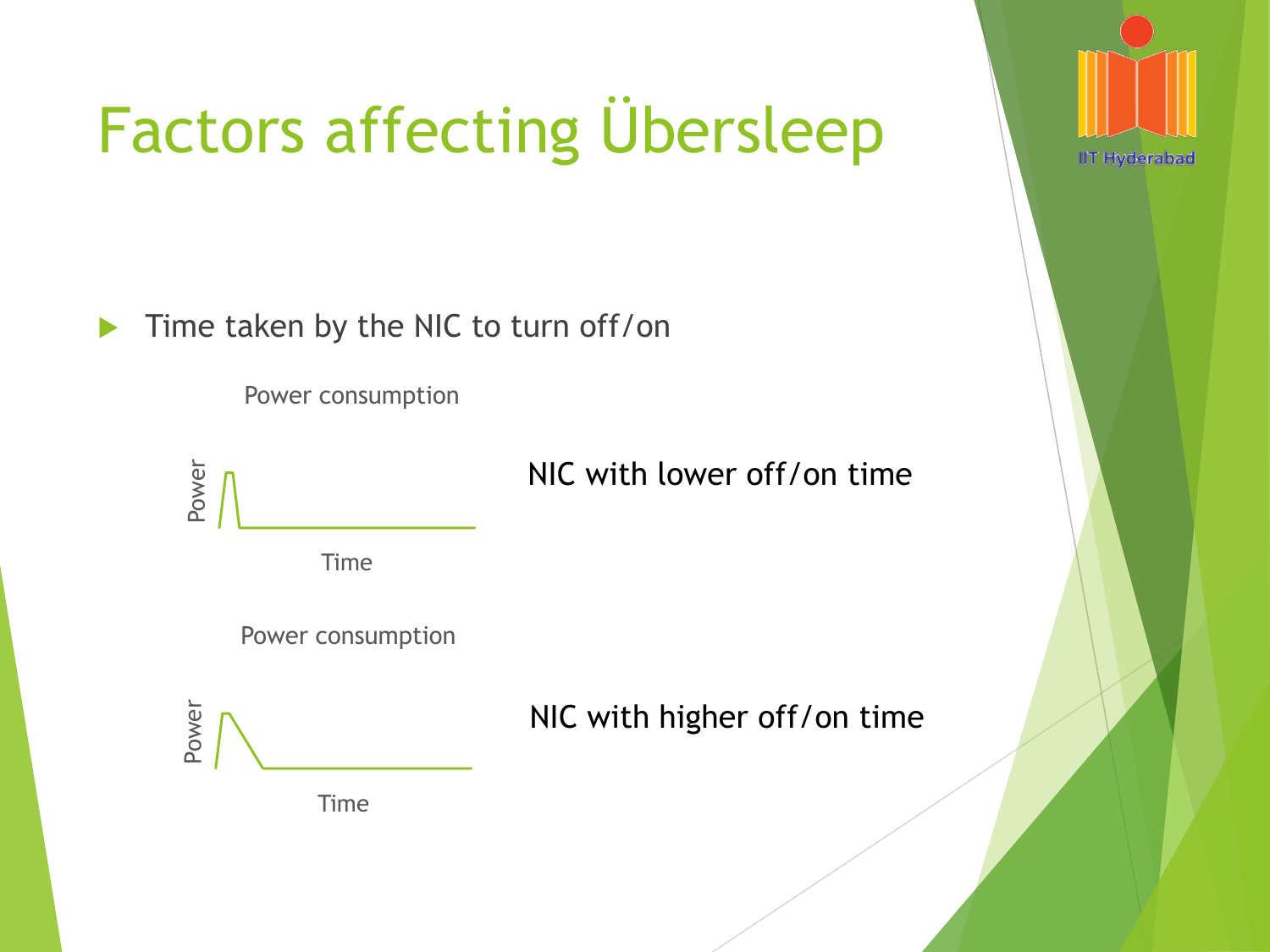# Factors affecting Übersleep

- Time taken by the NIC to turn off/on

Power consumption

Power

Time

NIC with lower off/on time

Power consumption

Power

Time

NIC with higher off/on time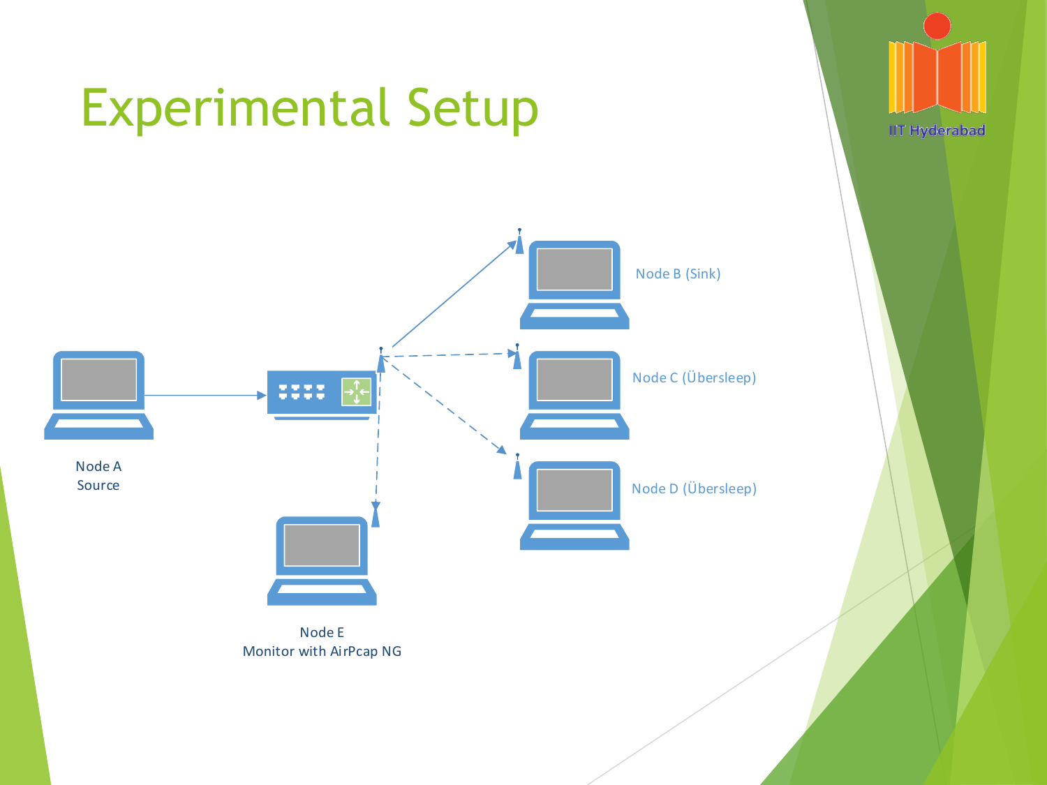# Experimental Setup

Node A
Source

Node B (Sink)

Node C (Übersleep)

Node D (Übersleep)

Node E
Monitor with AirPcap NG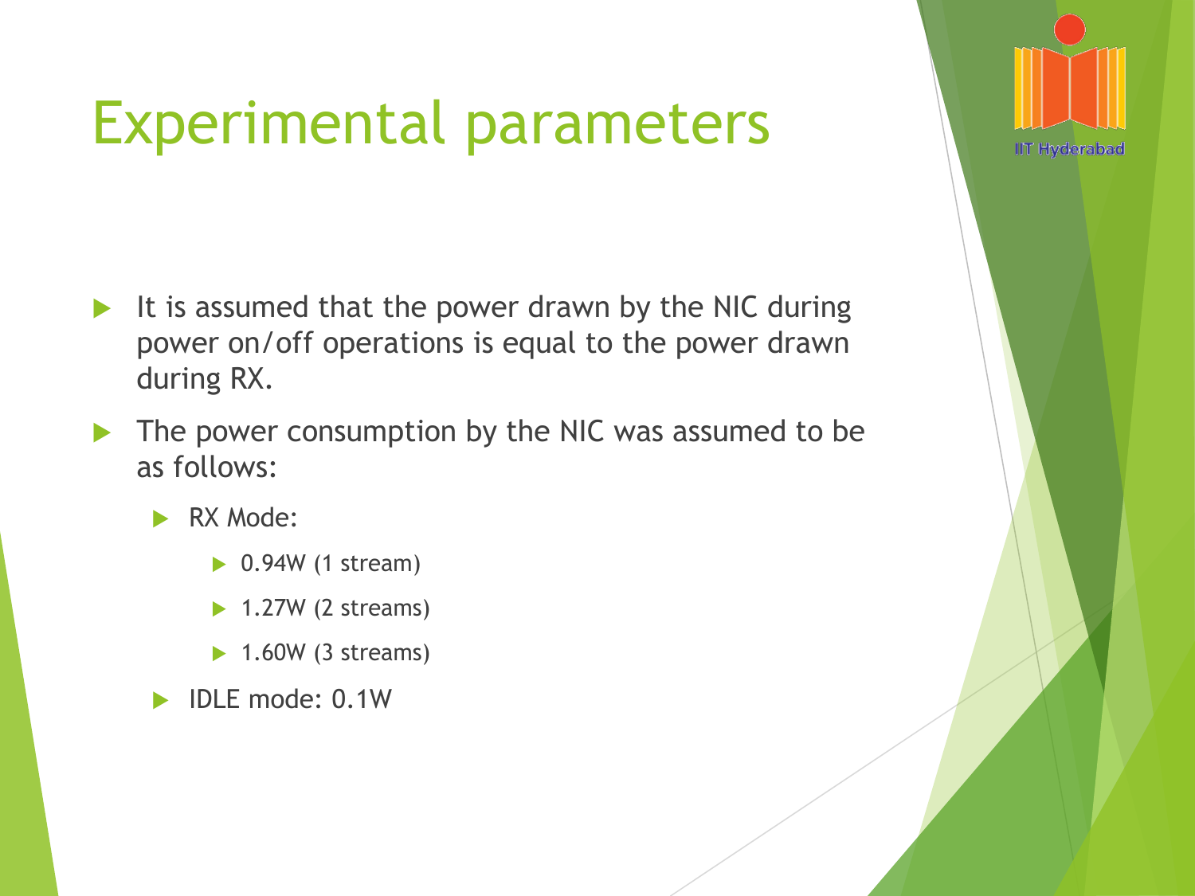# Experimental parameters

- It is assumed that the power drawn by the NIC during power on/off operations is equal to the power drawn during RX.
- The power consumption by the NIC was assumed to be as follows:
  - RX Mode:
    - 0.94W (1 stream)
    - 1.27W (2 streams)
    - 1.60W (3 streams)
  - IDLE mode: 0.1W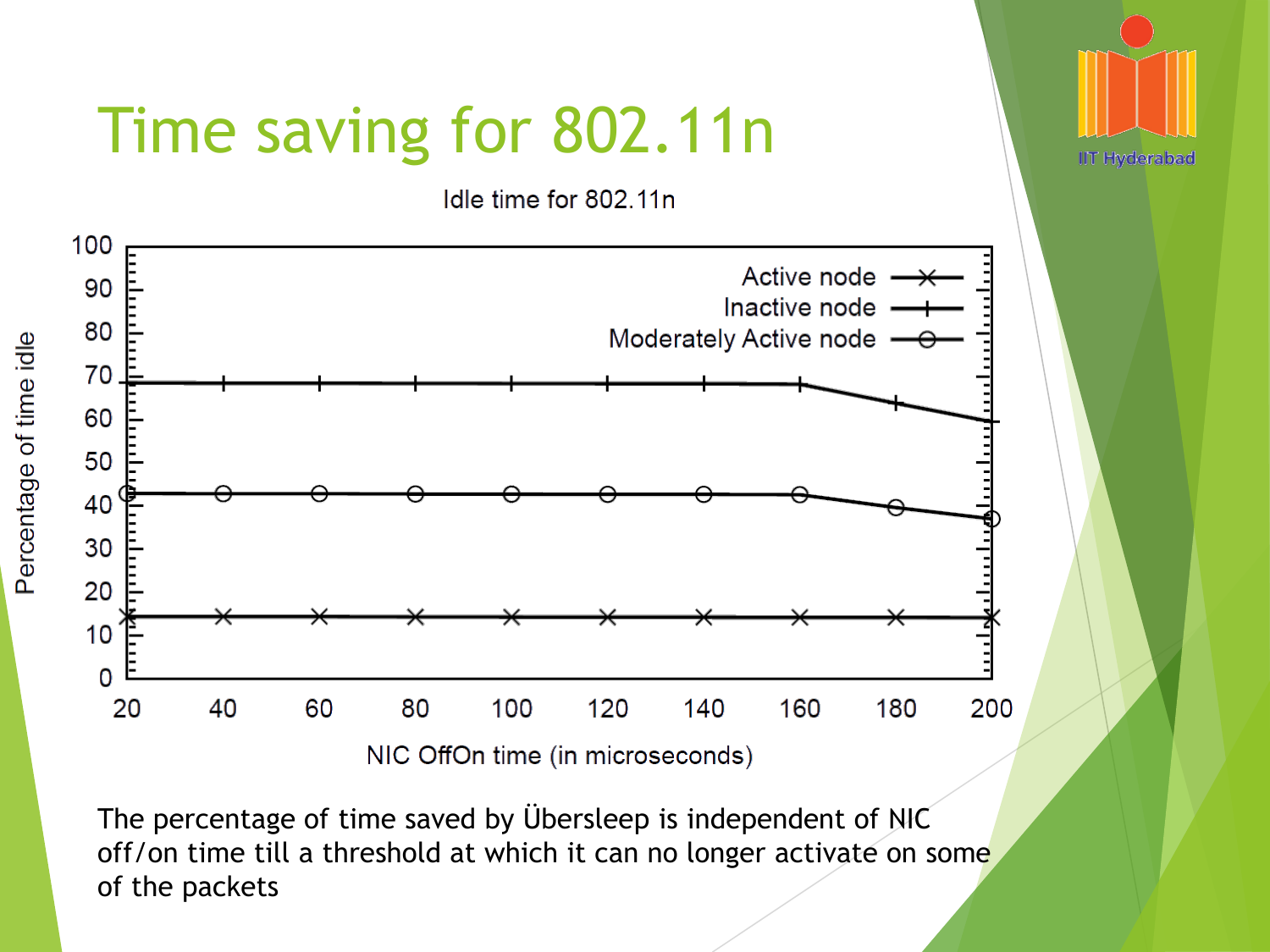# Time saving for 802.11n

Idle time for 802.11n

The percentage of time saved by Übersleep is independent of NIC off/on time till a threshold at which it can no longer activate on some of the packets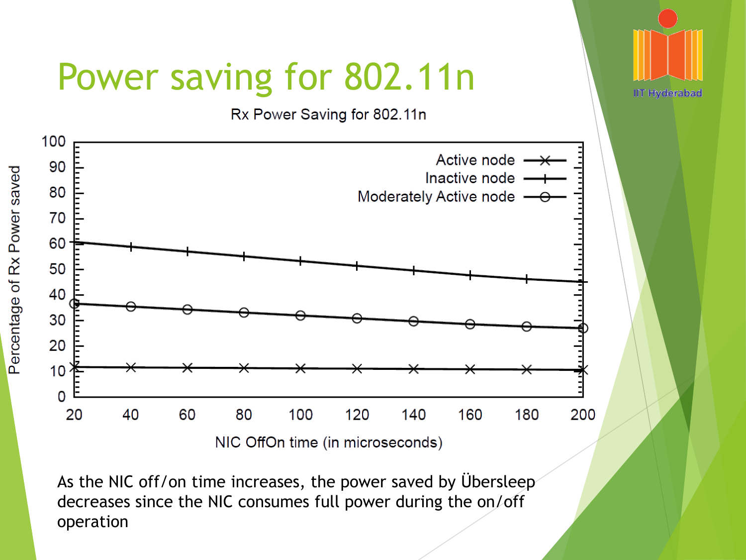# Power saving for 802.11n

As the NIC off/on time increases, the power saved by Übersleep decreases since the NIC consumes full power during the on/off operation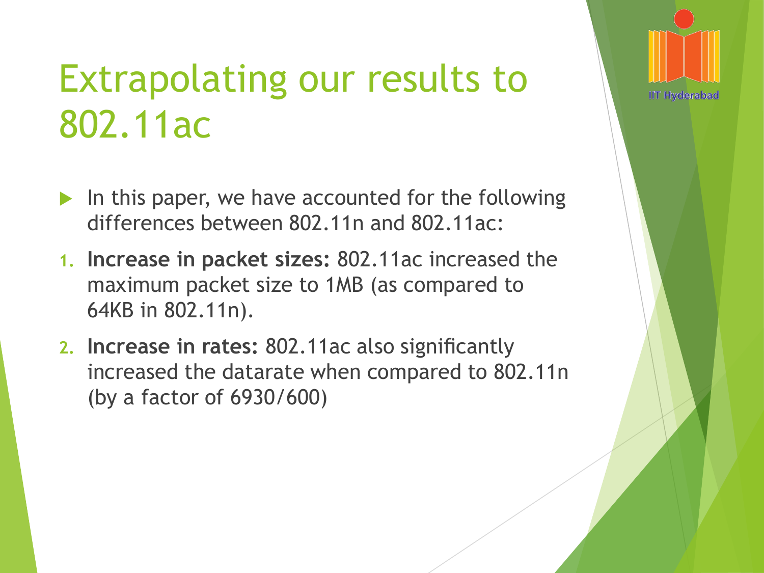# Extrapolating our results to 802.11ac

- In this paper, we have accounted for the following differences between 802.11n and 802.11ac:

1. **Increase in packet sizes:** 802.11ac increased the maximum packet size to 1MB (as compared to 64KB in 802.11n).
2. **Increase in rates:** 802.11ac also significantly increased the datarate when compared to 802.11n (by a factor of 6930/600)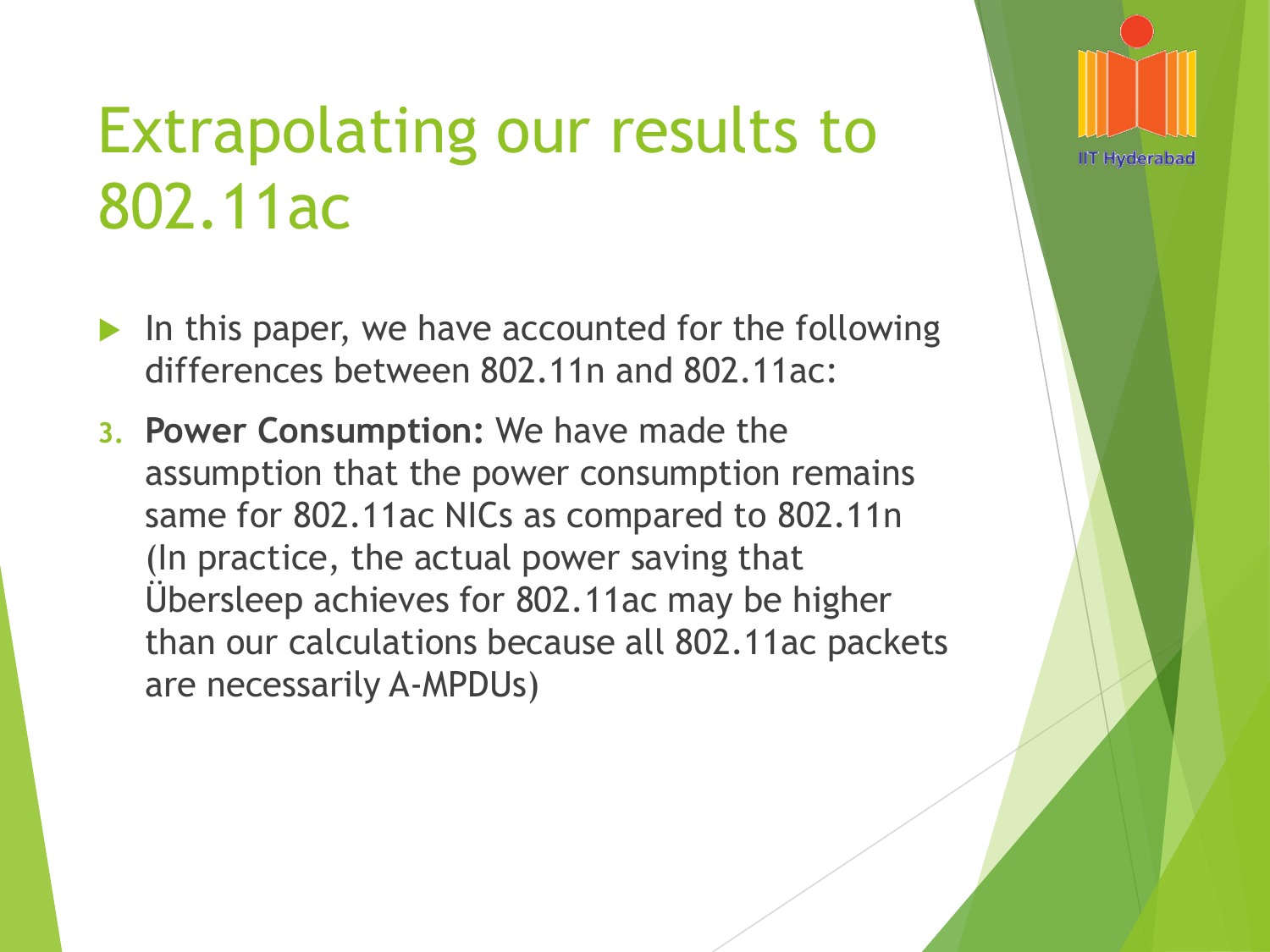# Extrapolating our results to 802.11ac

- In this paper, we have accounted for the following differences between 802.11n and 802.11ac:

3. **Power Consumption:** We have made the assumption that the power consumption remains same for 802.11ac NICs as compared to 802.11n (In practice, the actual power saving that Übersleep achieves for 802.11ac may be higher than our calculations because all 802.11ac packets are necessarily A-MPDUs)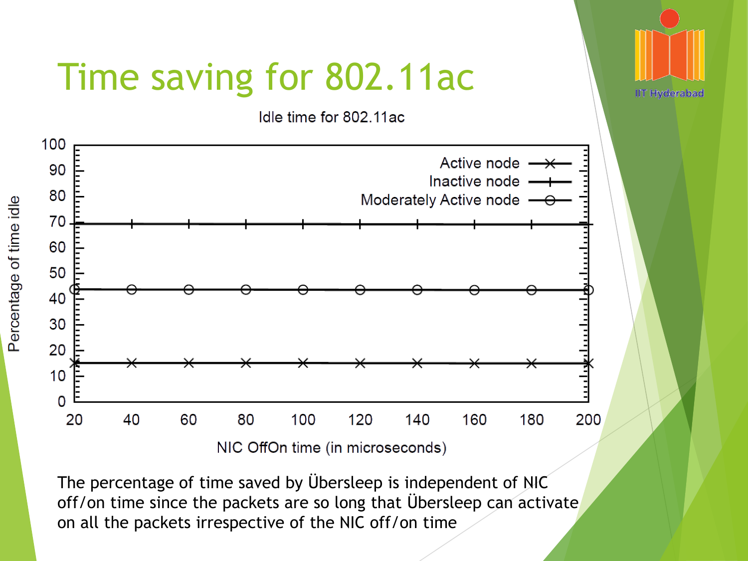# Time saving for 802.11ac

Idle time for 802.11ac

| NIC OffOn time (in microseconds) | Active node | Inactive node | Moderately Active node |
|---|---|---|---|
| 20 | ~15 | ~70 | ~44 |
| 40 | ~15 | ~70 | ~44 |
| 60 | ~15 | ~70 | ~44 |
| 80 | ~15 | ~70 | ~44 |
| 100 | ~15 | ~70 | ~44 |
| 120 | ~15 | ~70 | ~44 |
| 140 | ~15 | ~70 | ~44 |
| 160 | ~15 | ~70 | ~44 |
| 180 | ~15 | ~70 | ~44 |
| 200 | ~15 | ~70 | ~44 |

Y-axis: Percentage of time idle (0–100)

The percentage of time saved by Übersleep is independent of NIC off/on time since the packets are so long that Übersleep can activate on all the packets irrespective of the NIC off/on time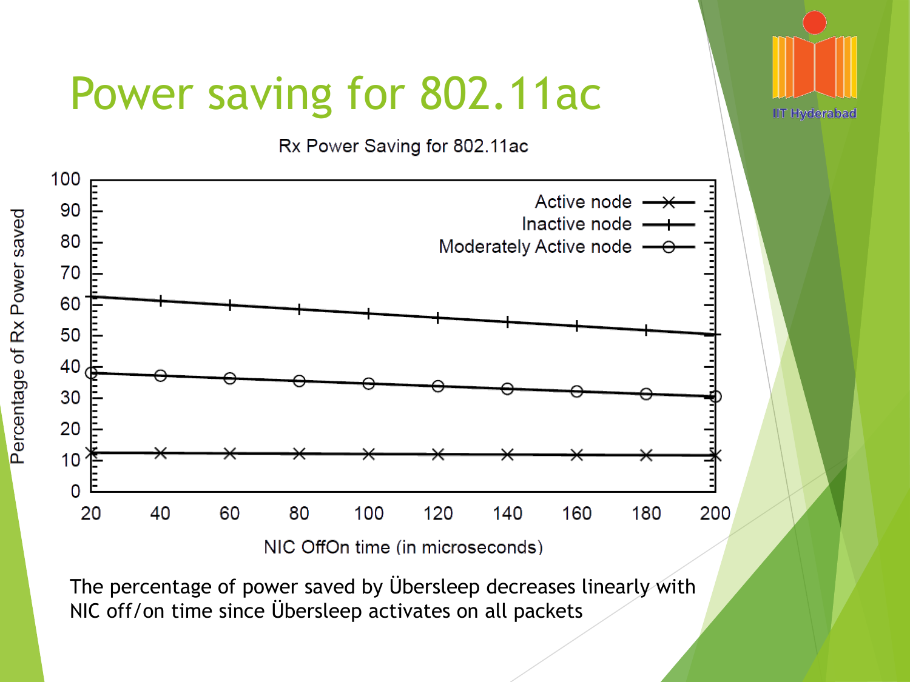# Power saving for 802.11ac

Rx Power Saving for 802.11ac

The percentage of power saved by Übersleep decreases linearly with NIC off/on time since Übersleep activates on all packets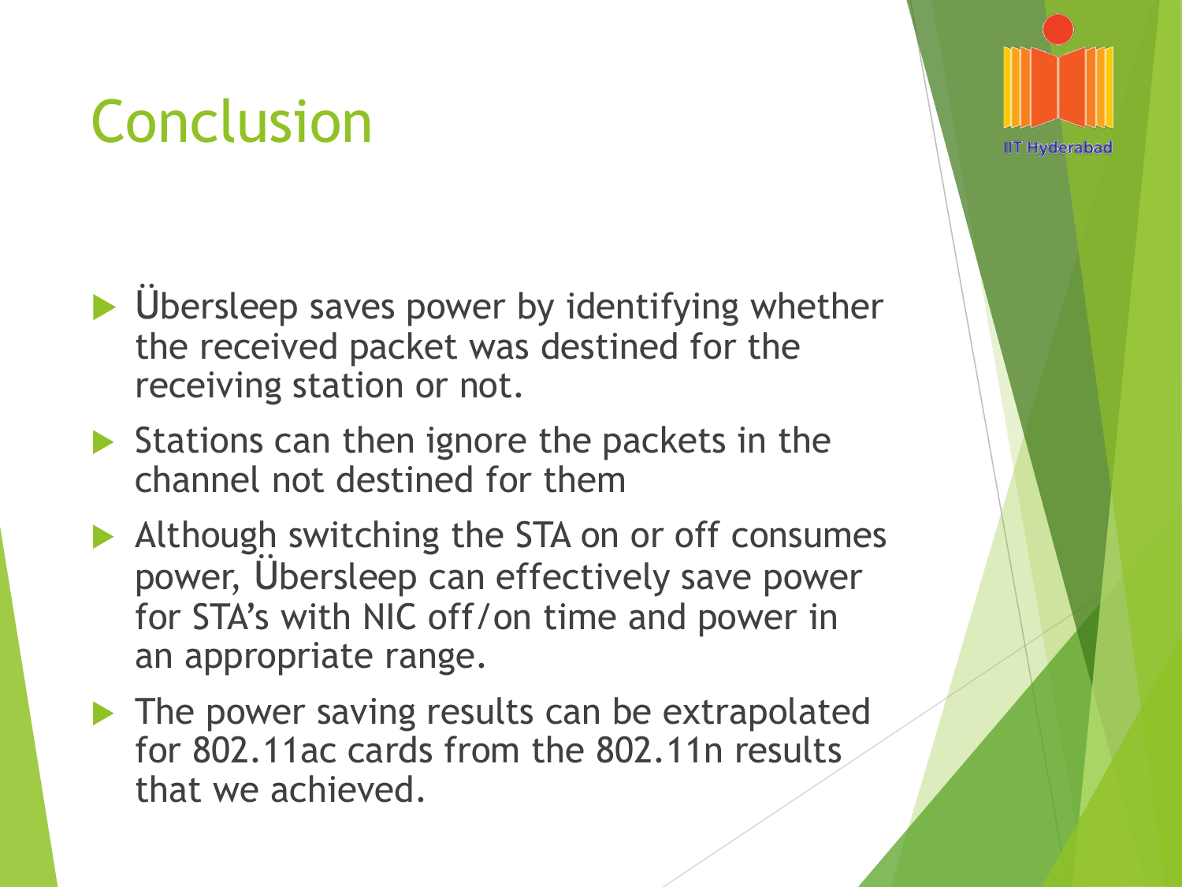# Conclusion

- Übersleep saves power by identifying whether the received packet was destined for the receiving station or not.
- Stations can then ignore the packets in the channel not destined for them
- Although switching the STA on or off consumes power, Übersleep can effectively save power for STA's with NIC off/on time and power in an appropriate range.
- The power saving results can be extrapolated for 802.11ac cards from the 802.11n results that we achieved.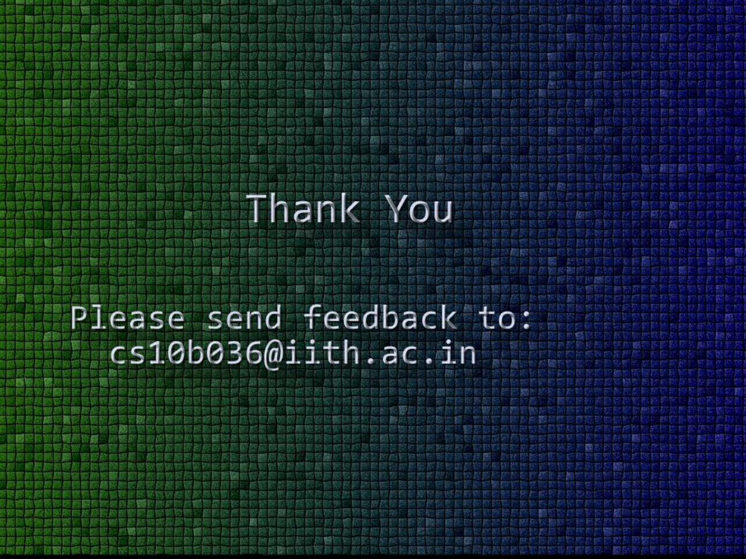# Thank You

Please send feedback to:
cs10b036@iith.ac.in